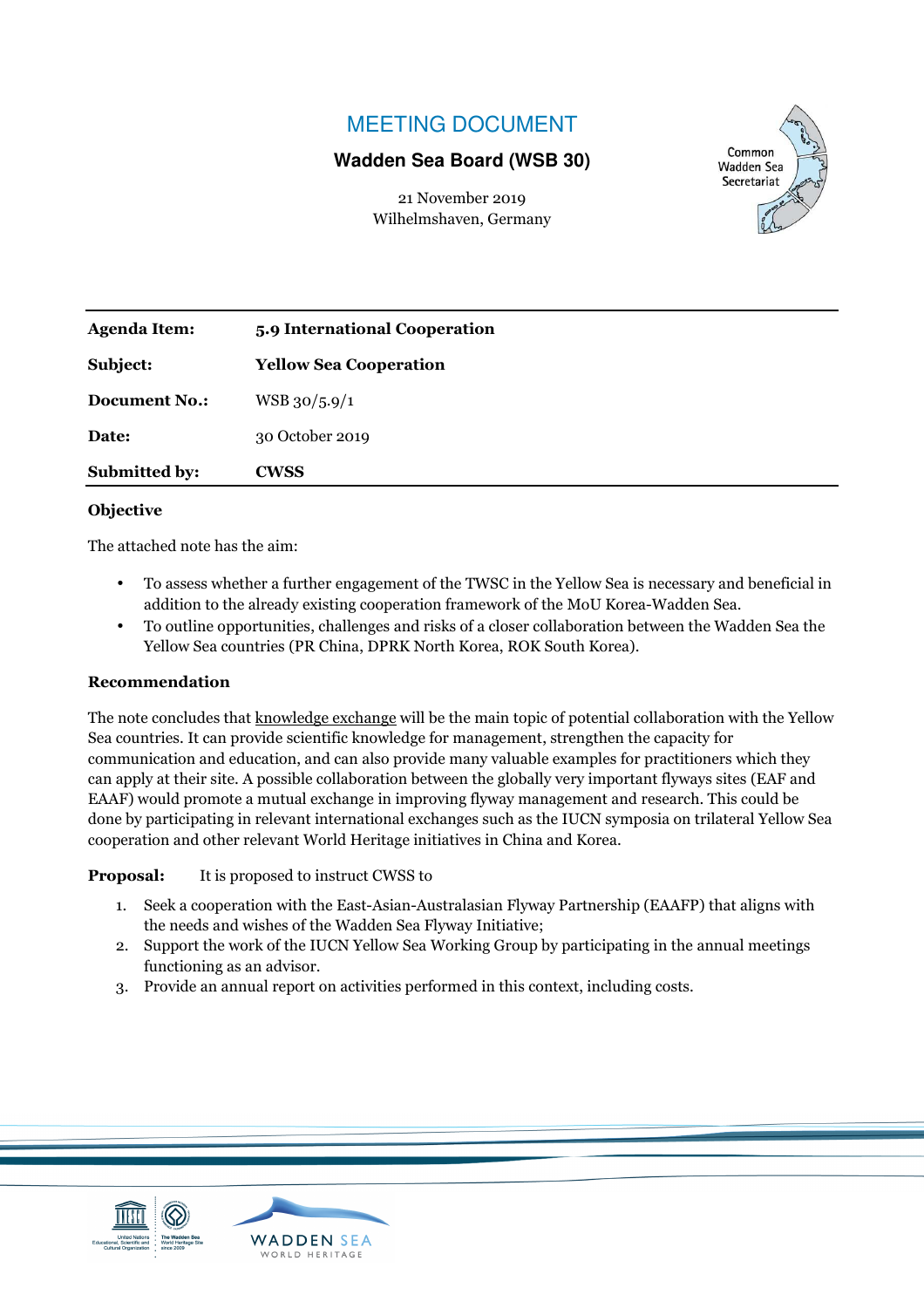# MEETING DOCUMENT

**Wadden Sea Board (WSB 30)**

21 November 2019
Wilhelmshaven, Germany

Common Wadden Sea Secretariat

| | |
|---|---|
| **Agenda Item:** | **5.9 International Cooperation** |
| **Subject:** | **Yellow Sea Cooperation** |
| **Document No.:** | WSB 30/5.9/1 |
| **Date:** | 30 October 2019 |
| **Submitted by:** | **CWSS** |

**Objective**

The attached note has the aim:

- To assess whether a further engagement of the TWSC in the Yellow Sea is necessary and beneficial in addition to the already existing cooperation framework of the MoU Korea-Wadden Sea.
- To outline opportunities, challenges and risks of a closer collaboration between the Wadden Sea the Yellow Sea countries (PR China, DPRK North Korea, ROK South Korea).

**Recommendation**

The note concludes that knowledge exchange will be the main topic of potential collaboration with the Yellow Sea countries. It can provide scientific knowledge for management, strengthen the capacity for communication and education, and can also provide many valuable examples for practitioners which they can apply at their site. A possible collaboration between the globally very important flyways sites (EAF and EAAF) would promote a mutual exchange in improving flyway management and research. This could be done by participating in relevant international exchanges such as the IUCN symposia on trilateral Yellow Sea cooperation and other relevant World Heritage initiatives in China and Korea.

**Proposal:** It is proposed to instruct CWSS to

1. Seek a cooperation with the East-Asian-Australasian Flyway Partnership (EAAFP) that aligns with the needs and wishes of the Wadden Sea Flyway Initiative;
2. Support the work of the IUCN Yellow Sea Working Group by participating in the annual meetings functioning as an advisor.
3. Provide an annual report on activities performed in this context, including costs.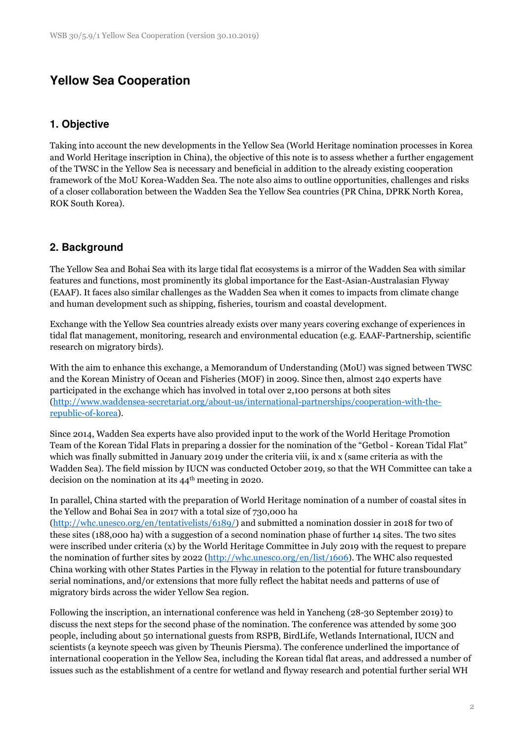# Yellow Sea Cooperation

## 1. Objective

Taking into account the new developments in the Yellow Sea (World Heritage nomination processes in Korea and World Heritage inscription in China), the objective of this note is to assess whether a further engagement of the TWSC in the Yellow Sea is necessary and beneficial in addition to the already existing cooperation framework of the MoU Korea-Wadden Sea. The note also aims to outline opportunities, challenges and risks of a closer collaboration between the Wadden Sea the Yellow Sea countries (PR China, DPRK North Korea, ROK South Korea).

## 2. Background

The Yellow Sea and Bohai Sea with its large tidal flat ecosystems is a mirror of the Wadden Sea with similar features and functions, most prominently its global importance for the East-Asian-Australasian Flyway (EAAF). It faces also similar challenges as the Wadden Sea when it comes to impacts from climate change and human development such as shipping, fisheries, tourism and coastal development.

Exchange with the Yellow Sea countries already exists over many years covering exchange of experiences in tidal flat management, monitoring, research and environmental education (e.g. EAAF-Partnership, scientific research on migratory birds).

With the aim to enhance this exchange, a Memorandum of Understanding (MoU) was signed between TWSC and the Korean Ministry of Ocean and Fisheries (MOF) in 2009. Since then, almost 240 experts have participated in the exchange which has involved in total over 2,100 persons at both sites (http://www.waddensea-secretariat.org/about-us/international-partnerships/cooperation-with-the-republic-of-korea).

Since 2014, Wadden Sea experts have also provided input to the work of the World Heritage Promotion Team of the Korean Tidal Flats in preparing a dossier for the nomination of the "Getbol - Korean Tidal Flat" which was finally submitted in January 2019 under the criteria viii, ix and x (same criteria as with the Wadden Sea). The field mission by IUCN was conducted October 2019, so that the WH Committee can take a decision on the nomination at its 44th meeting in 2020.

In parallel, China started with the preparation of World Heritage nomination of a number of coastal sites in the Yellow and Bohai Sea in 2017 with a total size of 730,000 ha (http://whc.unesco.org/en/tentativelists/6189/) and submitted a nomination dossier in 2018 for two of these sites (188,000 ha) with a suggestion of a second nomination phase of further 14 sites. The two sites were inscribed under criteria (x) by the World Heritage Committee in July 2019 with the request to prepare the nomination of further sites by 2022 (http://whc.unesco.org/en/list/1606). The WHC also requested China working with other States Parties in the Flyway in relation to the potential for future transboundary serial nominations, and/or extensions that more fully reflect the habitat needs and patterns of use of migratory birds across the wider Yellow Sea region.

Following the inscription, an international conference was held in Yancheng (28-30 September 2019) to discuss the next steps for the second phase of the nomination. The conference was attended by some 300 people, including about 50 international guests from RSPB, BirdLife, Wetlands International, IUCN and scientists (a keynote speech was given by Theunis Piersma). The conference underlined the importance of international cooperation in the Yellow Sea, including the Korean tidal flat areas, and addressed a number of issues such as the establishment of a centre for wetland and flyway research and potential further serial WH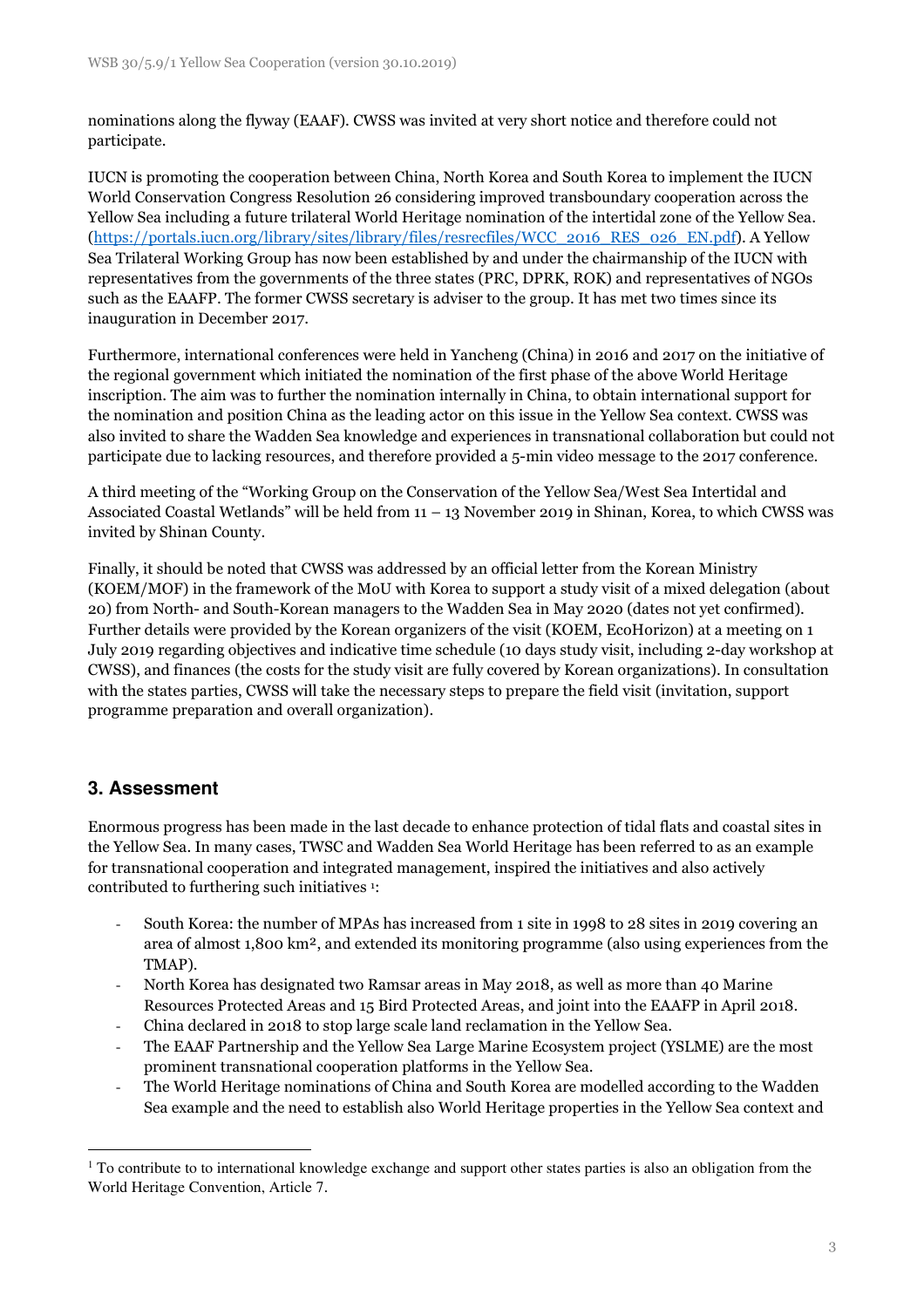nominations along the flyway (EAAF). CWSS was invited at very short notice and therefore could not participate.

IUCN is promoting the cooperation between China, North Korea and South Korea to implement the IUCN World Conservation Congress Resolution 26 considering improved transboundary cooperation across the Yellow Sea including a future trilateral World Heritage nomination of the intertidal zone of the Yellow Sea. (https://portals.iucn.org/library/sites/library/files/resrecfiles/WCC_2016_RES_026_EN.pdf). A Yellow Sea Trilateral Working Group has now been established by and under the chairmanship of the IUCN with representatives from the governments of the three states (PRC, DPRK, ROK) and representatives of NGOs such as the EAAFP. The former CWSS secretary is adviser to the group. It has met two times since its inauguration in December 2017.

Furthermore, international conferences were held in Yancheng (China) in 2016 and 2017 on the initiative of the regional government which initiated the nomination of the first phase of the above World Heritage inscription. The aim was to further the nomination internally in China, to obtain international support for the nomination and position China as the leading actor on this issue in the Yellow Sea context. CWSS was also invited to share the Wadden Sea knowledge and experiences in transnational collaboration but could not participate due to lacking resources, and therefore provided a 5-min video message to the 2017 conference.

A third meeting of the "Working Group on the Conservation of the Yellow Sea/West Sea Intertidal and Associated Coastal Wetlands" will be held from 11 – 13 November 2019 in Shinan, Korea, to which CWSS was invited by Shinan County.

Finally, it should be noted that CWSS was addressed by an official letter from the Korean Ministry (KOEM/MOF) in the framework of the MoU with Korea to support a study visit of a mixed delegation (about 20) from North- and South-Korean managers to the Wadden Sea in May 2020 (dates not yet confirmed). Further details were provided by the Korean organizers of the visit (KOEM, EcoHorizon) at a meeting on 1 July 2019 regarding objectives and indicative time schedule (10 days study visit, including 2-day workshop at CWSS), and finances (the costs for the study visit are fully covered by Korean organizations). In consultation with the states parties, CWSS will take the necessary steps to prepare the field visit (invitation, support programme preparation and overall organization).

## 3. Assessment

Enormous progress has been made in the last decade to enhance protection of tidal flats and coastal sites in the Yellow Sea. In many cases, TWSC and Wadden Sea World Heritage has been referred to as an example for transnational cooperation and integrated management, inspired the initiatives and also actively contributed to furthering such initiatives [1]:

- South Korea: the number of MPAs has increased from 1 site in 1998 to 28 sites in 2019 covering an area of almost 1,800 km², and extended its monitoring programme (also using experiences from the TMAP).
- North Korea has designated two Ramsar areas in May 2018, as well as more than 40 Marine Resources Protected Areas and 15 Bird Protected Areas, and joint into the EAAFP in April 2018.
- China declared in 2018 to stop large scale land reclamation in the Yellow Sea.
- The EAAF Partnership and the Yellow Sea Large Marine Ecosystem project (YSLME) are the most prominent transnational cooperation platforms in the Yellow Sea.
- The World Heritage nominations of China and South Korea are modelled according to the Wadden Sea example and the need to establish also World Heritage properties in the Yellow Sea context and

[1] To contribute to to international knowledge exchange and support other states parties is also an obligation from the World Heritage Convention, Article 7.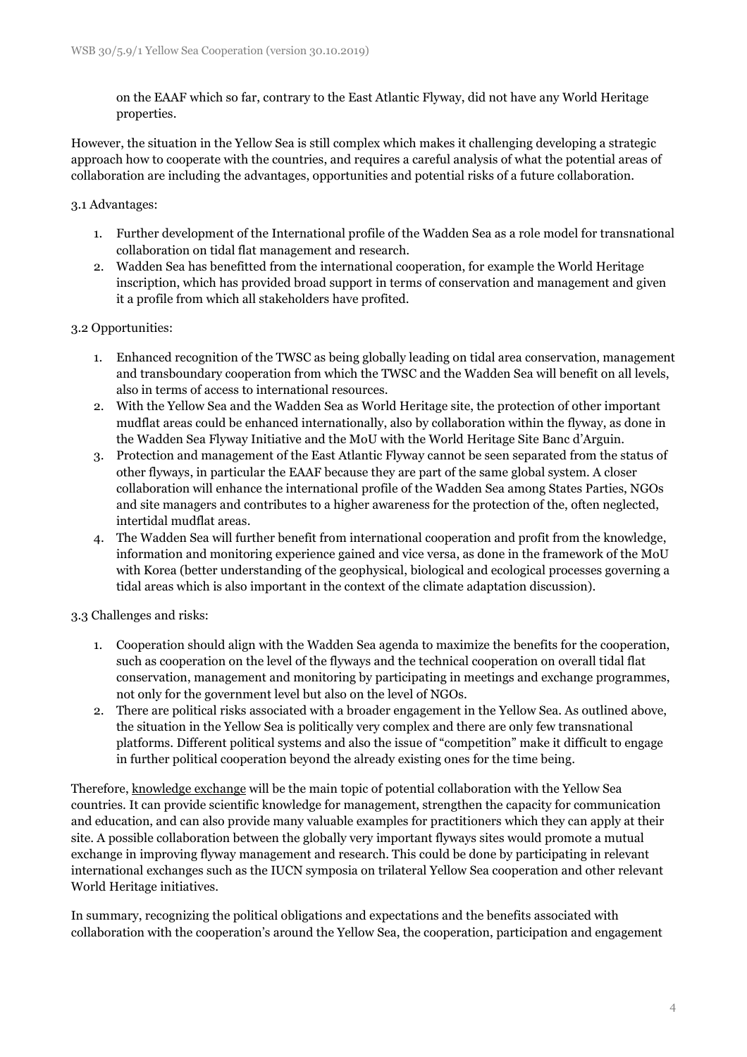on the EAAF which so far, contrary to the East Atlantic Flyway, did not have any World Heritage properties.

However, the situation in the Yellow Sea is still complex which makes it challenging developing a strategic approach how to cooperate with the countries, and requires a careful analysis of what the potential areas of collaboration are including the advantages, opportunities and potential risks of a future collaboration.

3.1 Advantages:

1. Further development of the International profile of the Wadden Sea as a role model for transnational collaboration on tidal flat management and research.
2. Wadden Sea has benefitted from the international cooperation, for example the World Heritage inscription, which has provided broad support in terms of conservation and management and given it a profile from which all stakeholders have profited.

3.2 Opportunities:

1. Enhanced recognition of the TWSC as being globally leading on tidal area conservation, management and transboundary cooperation from which the TWSC and the Wadden Sea will benefit on all levels, also in terms of access to international resources.
2. With the Yellow Sea and the Wadden Sea as World Heritage site, the protection of other important mudflat areas could be enhanced internationally, also by collaboration within the flyway, as done in the Wadden Sea Flyway Initiative and the MoU with the World Heritage Site Banc d'Arguin.
3. Protection and management of the East Atlantic Flyway cannot be seen separated from the status of other flyways, in particular the EAAF because they are part of the same global system. A closer collaboration will enhance the international profile of the Wadden Sea among States Parties, NGOs and site managers and contributes to a higher awareness for the protection of the, often neglected, intertidal mudflat areas.
4. The Wadden Sea will further benefit from international cooperation and profit from the knowledge, information and monitoring experience gained and vice versa, as done in the framework of the MoU with Korea (better understanding of the geophysical, biological and ecological processes governing a tidal areas which is also important in the context of the climate adaptation discussion).

3.3 Challenges and risks:

1. Cooperation should align with the Wadden Sea agenda to maximize the benefits for the cooperation, such as cooperation on the level of the flyways and the technical cooperation on overall tidal flat conservation, management and monitoring by participating in meetings and exchange programmes, not only for the government level but also on the level of NGOs.
2. There are political risks associated with a broader engagement in the Yellow Sea. As outlined above, the situation in the Yellow Sea is politically very complex and there are only few transnational platforms. Different political systems and also the issue of "competition" make it difficult to engage in further political cooperation beyond the already existing ones for the time being.

Therefore, knowledge exchange will be the main topic of potential collaboration with the Yellow Sea countries. It can provide scientific knowledge for management, strengthen the capacity for communication and education, and can also provide many valuable examples for practitioners which they can apply at their site. A possible collaboration between the globally very important flyways sites would promote a mutual exchange in improving flyway management and research. This could be done by participating in relevant international exchanges such as the IUCN symposia on trilateral Yellow Sea cooperation and other relevant World Heritage initiatives.

In summary, recognizing the political obligations and expectations and the benefits associated with collaboration with the cooperation's around the Yellow Sea, the cooperation, participation and engagement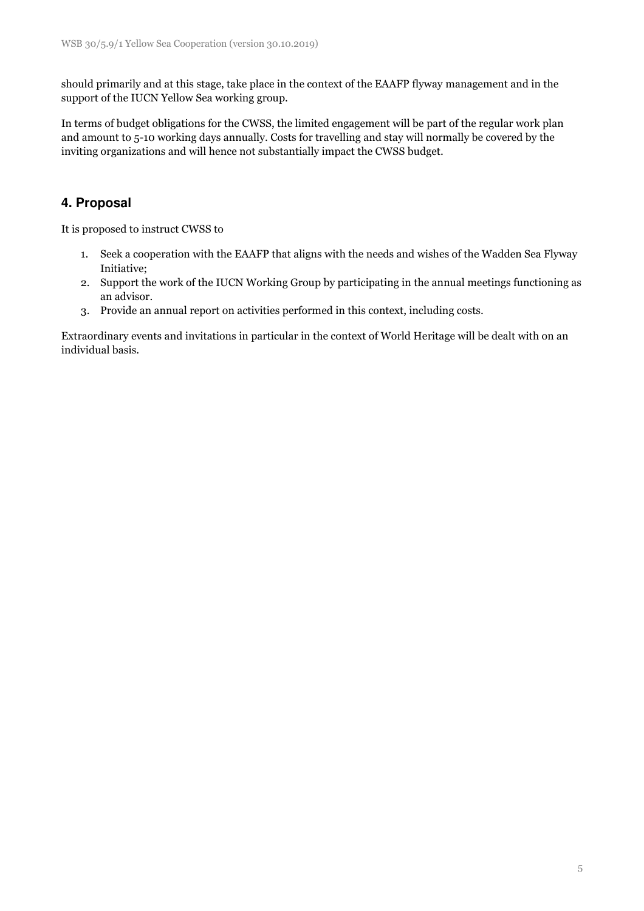should primarily and at this stage, take place in the context of the EAAFP flyway management and in the support of the IUCN Yellow Sea working group.

In terms of budget obligations for the CWSS, the limited engagement will be part of the regular work plan and amount to 5-10 working days annually. Costs for travelling and stay will normally be covered by the inviting organizations and will hence not substantially impact the CWSS budget.

## 4. Proposal

It is proposed to instruct CWSS to

1. Seek a cooperation with the EAAFP that aligns with the needs and wishes of the Wadden Sea Flyway Initiative;
2. Support the work of the IUCN Working Group by participating in the annual meetings functioning as an advisor.
3. Provide an annual report on activities performed in this context, including costs.

Extraordinary events and invitations in particular in the context of World Heritage will be dealt with on an individual basis.